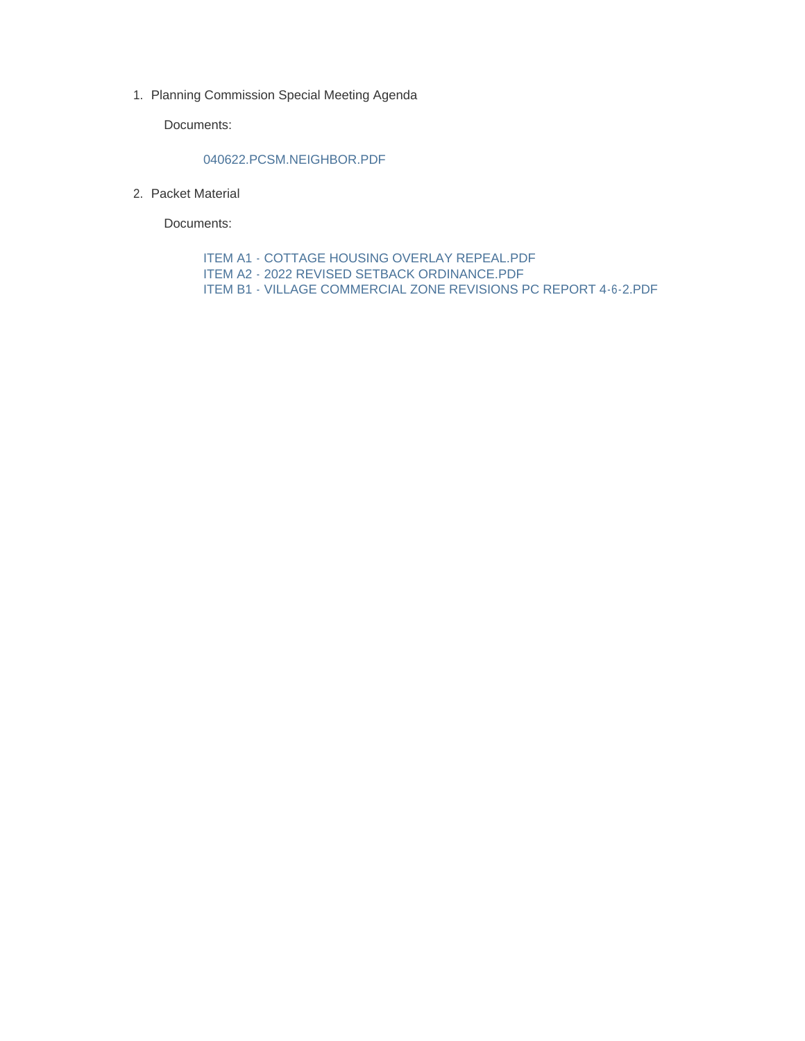1. Planning Commission Special Meeting Agenda

   Documents:

   040622.PCSM.NEIGHBOR.PDF

2. Packet Material

   Documents:

   ITEM A1 - COTTAGE HOUSING OVERLAY REPEAL.PDF
   ITEM A2 - 2022 REVISED SETBACK ORDINANCE.PDF
   ITEM B1 - VILLAGE COMMERCIAL ZONE REVISIONS PC REPORT 4-6-2.PDF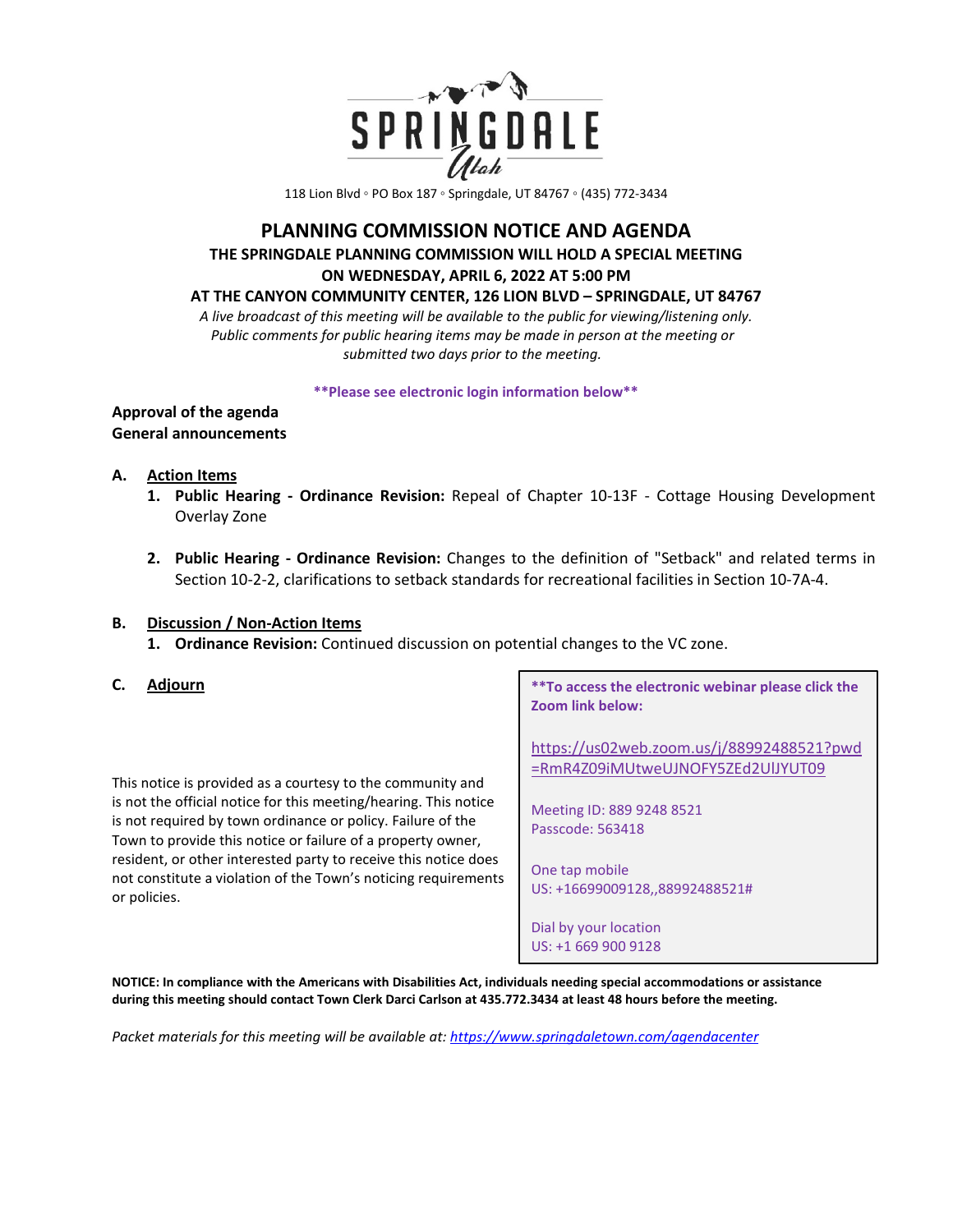SPRINGDALE *Utah*

118 Lion Blvd ◦ PO Box 187 ◦ Springdale, UT 84767 ◦ (435) 772-3434

# PLANNING COMMISSION NOTICE AND AGENDA

**THE SPRINGDALE PLANNING COMMISSION WILL HOLD A SPECIAL MEETING ON WEDNESDAY, APRIL 6, 2022 AT 5:00 PM AT THE CANYON COMMUNITY CENTER, 126 LION BLVD – SPRINGDALE, UT 84767**

*A live broadcast of this meeting will be available to the public for viewing/listening only. Public comments for public hearing items may be made in person at the meeting or submitted two days prior to the meeting.*

****Please see electronic login information below****

**Approval of the agenda**
**General announcements**

**A. Action Items**

1. **Public Hearing - Ordinance Revision:** Repeal of Chapter 10-13F - Cottage Housing Development Overlay Zone
2. **Public Hearing - Ordinance Revision:** Changes to the definition of "Setback" and related terms in Section 10-2-2, clarifications to setback standards for recreational facilities in Section 10-7A-4.

**B. Discussion / Non-Action Items**

1. **Ordinance Revision:** Continued discussion on potential changes to the VC zone.

**C. Adjourn**

This notice is provided as a courtesy to the community and is not the official notice for this meeting/hearing. This notice is not required by town ordinance or policy. Failure of the Town to provide this notice or failure of a property owner, resident, or other interested party to receive this notice does not constitute a violation of the Town's noticing requirements or policies.

****To access the electronic webinar please click the Zoom link below:**

https://us02web.zoom.us/j/88992488521?pwd=RmR4Z09iMUtweUJNOFY5ZEd2UlJYUT09

Meeting ID: 889 9248 8521
Passcode: 563418

One tap mobile
US: +16699009128,,88992488521#

Dial by your location
US: +1 669 900 9128

**NOTICE: In compliance with the Americans with Disabilities Act, individuals needing special accommodations or assistance during this meeting should contact Town Clerk Darci Carlson at 435.772.3434 at least 48 hours before the meeting.**

*Packet materials for this meeting will be available at: https://www.springdaletown.com/agendacenter*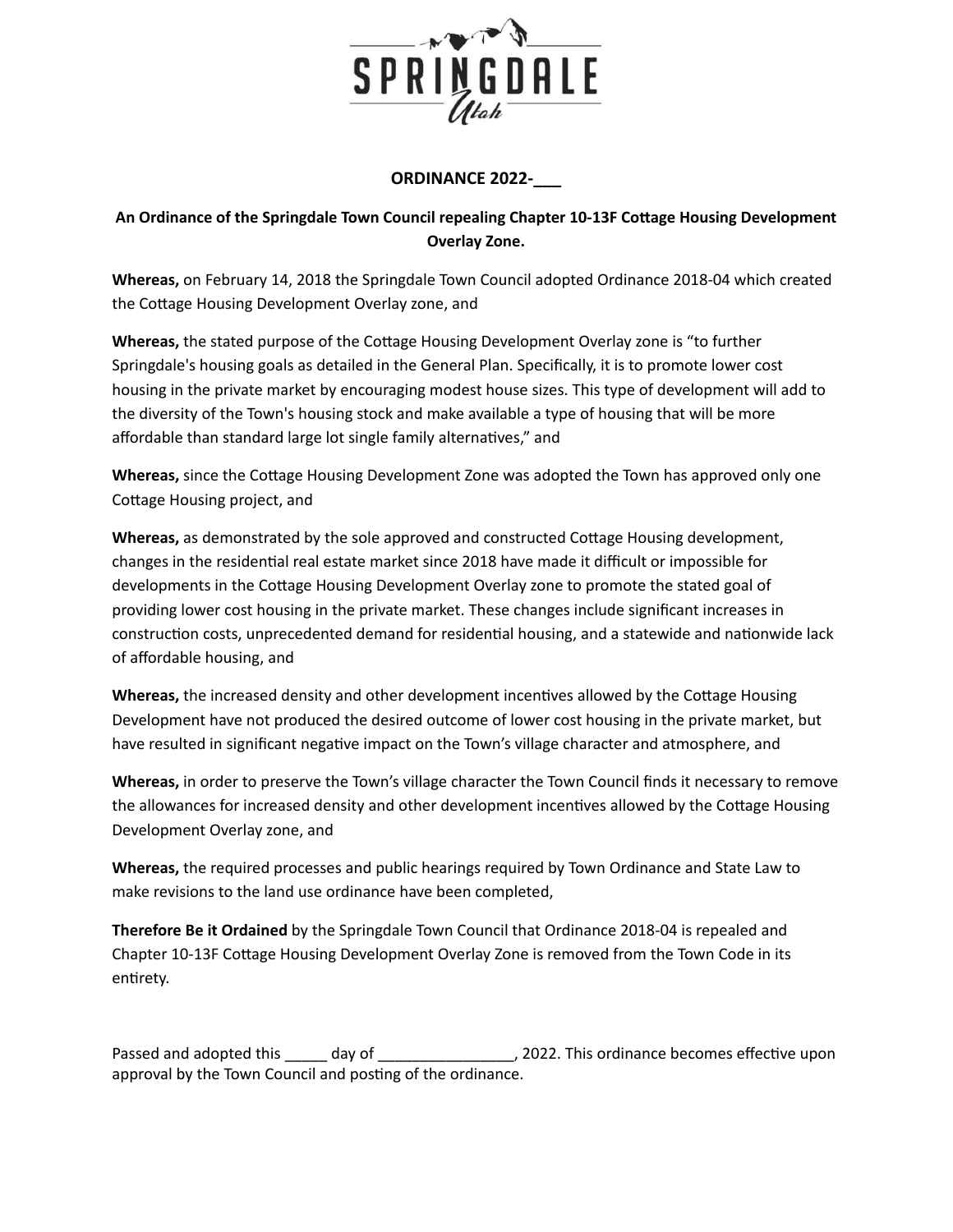## ORDINANCE 2022-___

**An Ordinance of the Springdale Town Council repealing Chapter 10-13F Cottage Housing Development Overlay Zone.**

**Whereas,** on February 14, 2018 the Springdale Town Council adopted Ordinance 2018-04 which created the Cottage Housing Development Overlay zone, and

**Whereas,** the stated purpose of the Cottage Housing Development Overlay zone is "to further Springdale's housing goals as detailed in the General Plan. Specifically, it is to promote lower cost housing in the private market by encouraging modest house sizes. This type of development will add to the diversity of the Town's housing stock and make available a type of housing that will be more affordable than standard large lot single family alternatives," and

**Whereas,** since the Cottage Housing Development Zone was adopted the Town has approved only one Cottage Housing project, and

**Whereas,** as demonstrated by the sole approved and constructed Cottage Housing development, changes in the residential real estate market since 2018 have made it difficult or impossible for developments in the Cottage Housing Development Overlay zone to promote the stated goal of providing lower cost housing in the private market. These changes include significant increases in construction costs, unprecedented demand for residential housing, and a statewide and nationwide lack of affordable housing, and

**Whereas,** the increased density and other development incentives allowed by the Cottage Housing Development have not produced the desired outcome of lower cost housing in the private market, but have resulted in significant negative impact on the Town's village character and atmosphere, and

**Whereas,** in order to preserve the Town's village character the Town Council finds it necessary to remove the allowances for increased density and other development incentives allowed by the Cottage Housing Development Overlay zone, and

**Whereas,** the required processes and public hearings required by Town Ordinance and State Law to make revisions to the land use ordinance have been completed,

**Therefore Be it Ordained** by the Springdale Town Council that Ordinance 2018-04 is repealed and Chapter 10-13F Cottage Housing Development Overlay Zone is removed from the Town Code in its entirety.

Passed and adopted this _____ day of ________________, 2022. This ordinance becomes effective upon approval by the Town Council and posting of the ordinance.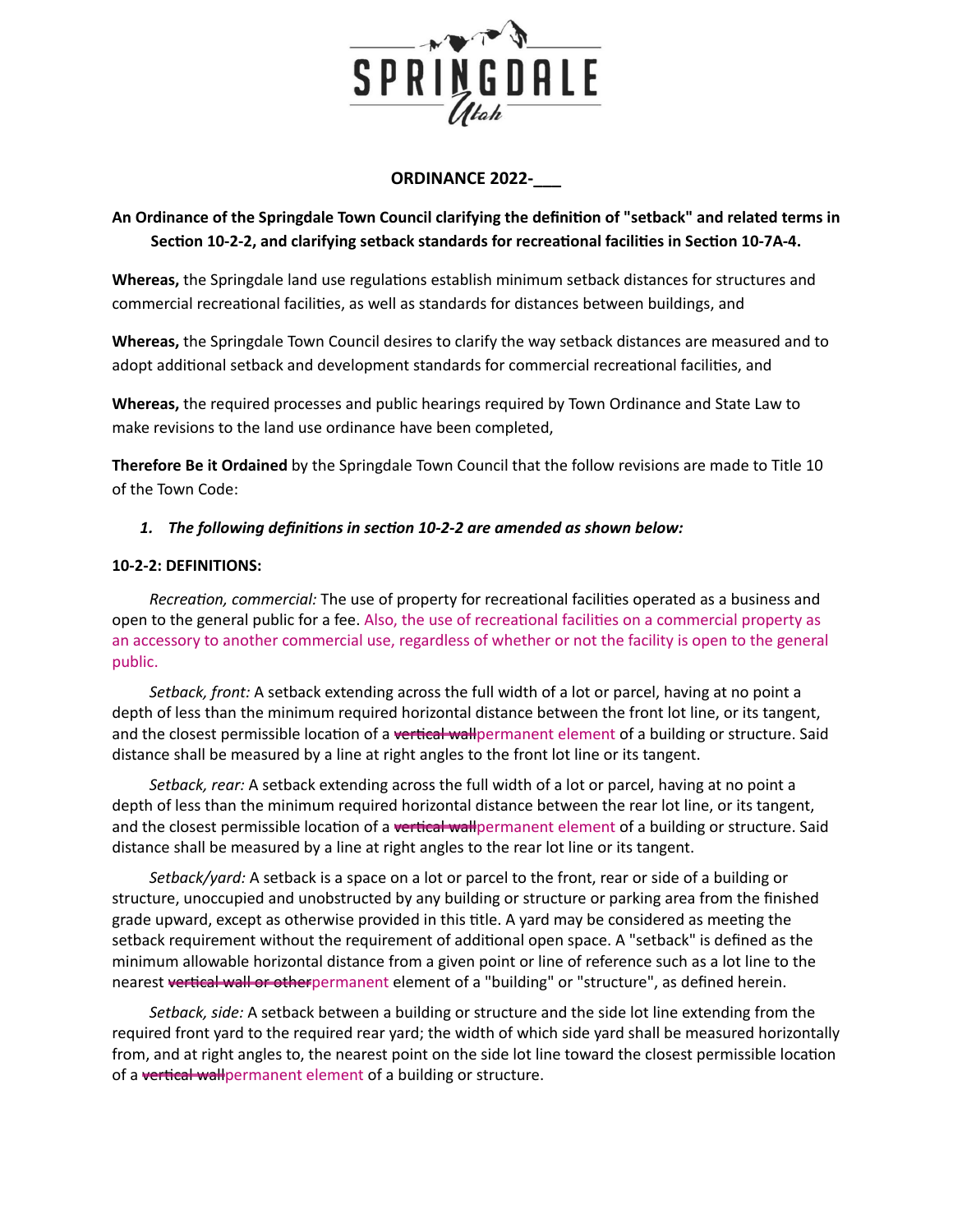SPRINGDALE Utah

**ORDINANCE 2022-___**

**An Ordinance of the Springdale Town Council clarifying the definition of "setback" and related terms in Section 10-2-2, and clarifying setback standards for recreational facilities in Section 10-7A-4.**

**Whereas,** the Springdale land use regulations establish minimum setback distances for structures and commercial recreational facilities, as well as standards for distances between buildings, and

**Whereas,** the Springdale Town Council desires to clarify the way setback distances are measured and to adopt additional setback and development standards for commercial recreational facilities, and

**Whereas,** the required processes and public hearings required by Town Ordinance and State Law to make revisions to the land use ordinance have been completed,

**Therefore Be it Ordained** by the Springdale Town Council that the follow revisions are made to Title 10 of the Town Code:

1. ***The following definitions in section 10-2-2 are amended as shown below:***

**10-2-2: DEFINITIONS:**

*Recreation, commercial:* The use of property for recreational facilities operated as a business and open to the general public for a fee. Also, the use of recreational facilities on a commercial property as an accessory to another commercial use, regardless of whether or not the facility is open to the general public.

*Setback, front:* A setback extending across the full width of a lot or parcel, having at no point a depth of less than the minimum required horizontal distance between the front lot line, or its tangent, and the closest permissible location of a ~~vertical wall~~permanent element of a building or structure. Said distance shall be measured by a line at right angles to the front lot line or its tangent.

*Setback, rear:* A setback extending across the full width of a lot or parcel, having at no point a depth of less than the minimum required horizontal distance between the rear lot line, or its tangent, and the closest permissible location of a ~~vertical wall~~permanent element of a building or structure. Said distance shall be measured by a line at right angles to the rear lot line or its tangent.

*Setback/yard:* A setback is a space on a lot or parcel to the front, rear or side of a building or structure, unoccupied and unobstructed by any building or structure or parking area from the finished grade upward, except as otherwise provided in this title. A yard may be considered as meeting the setback requirement without the requirement of additional open space. A "setback" is defined as the minimum allowable horizontal distance from a given point or line of reference such as a lot line to the nearest ~~vertical wall or other~~permanent element of a "building" or "structure", as defined herein.

*Setback, side:* A setback between a building or structure and the side lot line extending from the required front yard to the required rear yard; the width of which side yard shall be measured horizontally from, and at right angles to, the nearest point on the side lot line toward the closest permissible location of a ~~vertical wall~~permanent element of a building or structure.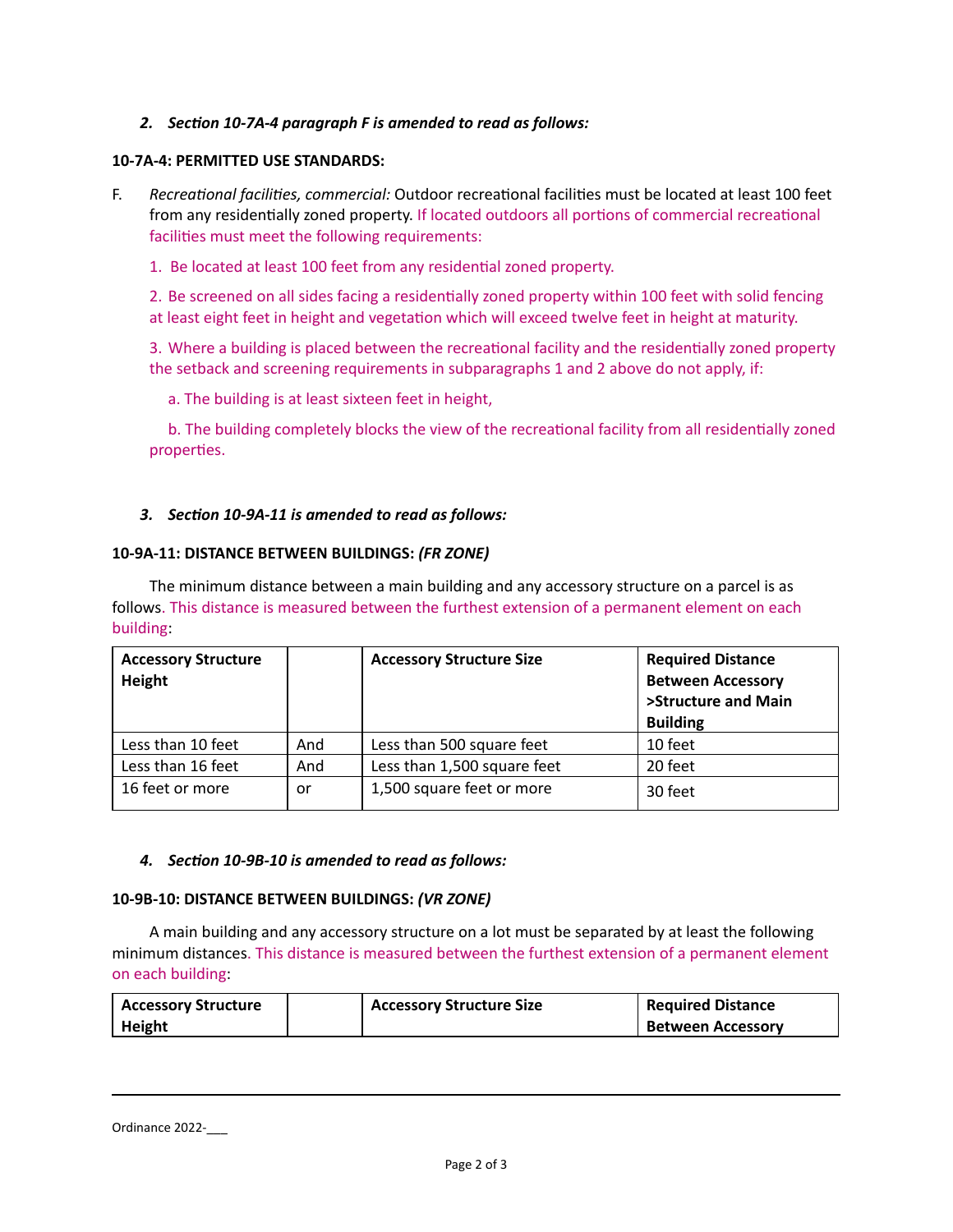*2. Section 10-7A-4 paragraph F is amended to read as follows:*

**10-7A-4: PERMITTED USE STANDARDS:**

F. *Recreational facilities, commercial:* Outdoor recreational facilities must be located at least 100 feet from any residentially zoned property. If located outdoors all portions of commercial recreational facilities must meet the following requirements:

1. Be located at least 100 feet from any residential zoned property.

2. Be screened on all sides facing a residentially zoned property within 100 feet with solid fencing at least eight feet in height and vegetation which will exceed twelve feet in height at maturity.

3. Where a building is placed between the recreational facility and the residentially zoned property the setback and screening requirements in subparagraphs 1 and 2 above do not apply, if:

   a. The building is at least sixteen feet in height,

   b. The building completely blocks the view of the recreational facility from all residentially zoned properties.

*3. Section 10-9A-11 is amended to read as follows:*

**10-9A-11: DISTANCE BETWEEN BUILDINGS:** ***(FR ZONE)***

The minimum distance between a main building and any accessory structure on a parcel is as follows. This distance is measured between the furthest extension of a permanent element on each building:

| Accessory Structure Height | | Accessory Structure Size | Required Distance Between Accessory >Structure and Main Building |
|---|---|---|---|
| Less than 10 feet | And | Less than 500 square feet | 10 feet |
| Less than 16 feet | And | Less than 1,500 square feet | 20 feet |
| 16 feet or more | or | 1,500 square feet or more | 30 feet |

*4. Section 10-9B-10 is amended to read as follows:*

**10-9B-10: DISTANCE BETWEEN BUILDINGS:** ***(VR ZONE)***

A main building and any accessory structure on a lot must be separated by at least the following minimum distances. This distance is measured between the furthest extension of a permanent element on each building:

| Accessory Structure Height | | Accessory Structure Size | Required Distance Between Accessory |
|---|---|---|---|

Ordinance 2022-___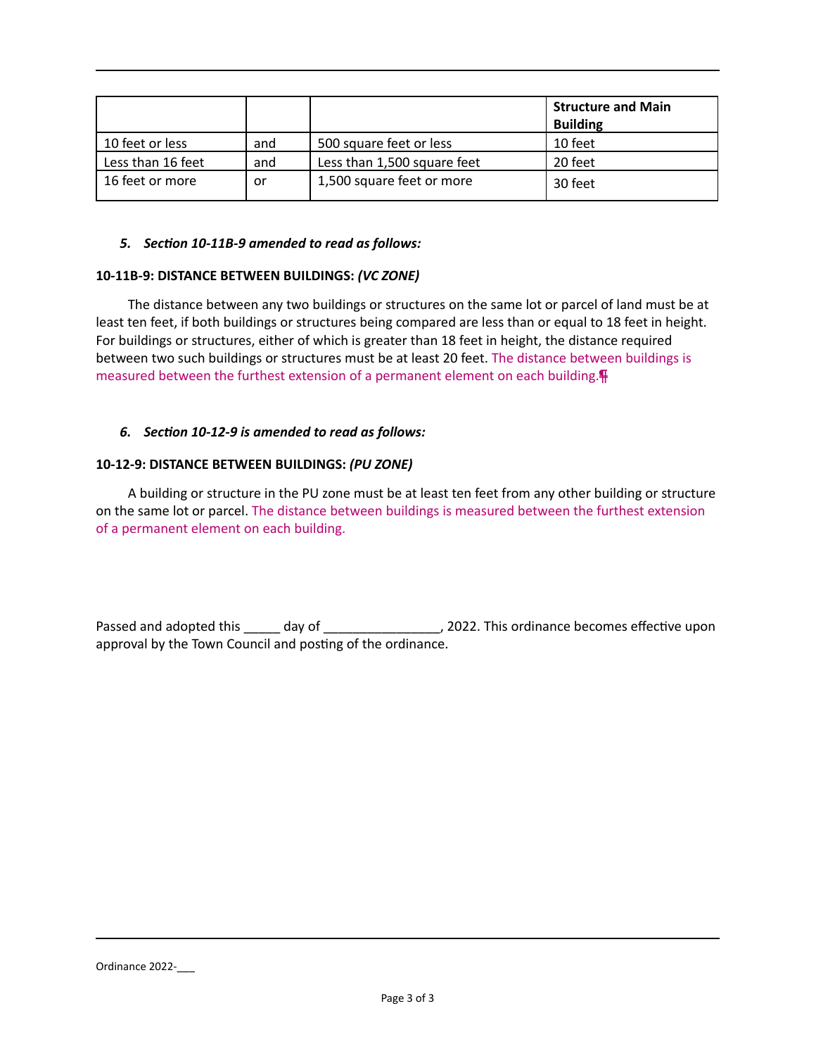| | | | Structure and Main Building |
|---|---|---|---|
| 10 feet or less | and | 500 square feet or less | 10 feet |
| Less than 16 feet | and | Less than 1,500 square feet | 20 feet |
| 16 feet or more | or | 1,500 square feet or more | 30 feet |

***5. Section 10-11B-9 amended to read as follows:***

**10-11B-9: DISTANCE BETWEEN BUILDINGS:** ***(VC ZONE)***

The distance between any two buildings or structures on the same lot or parcel of land must be at least ten feet, if both buildings or structures being compared are less than or equal to 18 feet in height. For buildings or structures, either of which is greater than 18 feet in height, the distance required between two such buildings or structures must be at least 20 feet. The distance between buildings is measured between the furthest extension of a permanent element on each building.

***6. Section 10-12-9 is amended to read as follows:***

**10-12-9: DISTANCE BETWEEN BUILDINGS:** ***(PU ZONE)***

A building or structure in the PU zone must be at least ten feet from any other building or structure on the same lot or parcel. The distance between buildings is measured between the furthest extension of a permanent element on each building.

Passed and adopted this _____ day of ________________, 2022. This ordinance becomes effective upon approval by the Town Council and posting of the ordinance.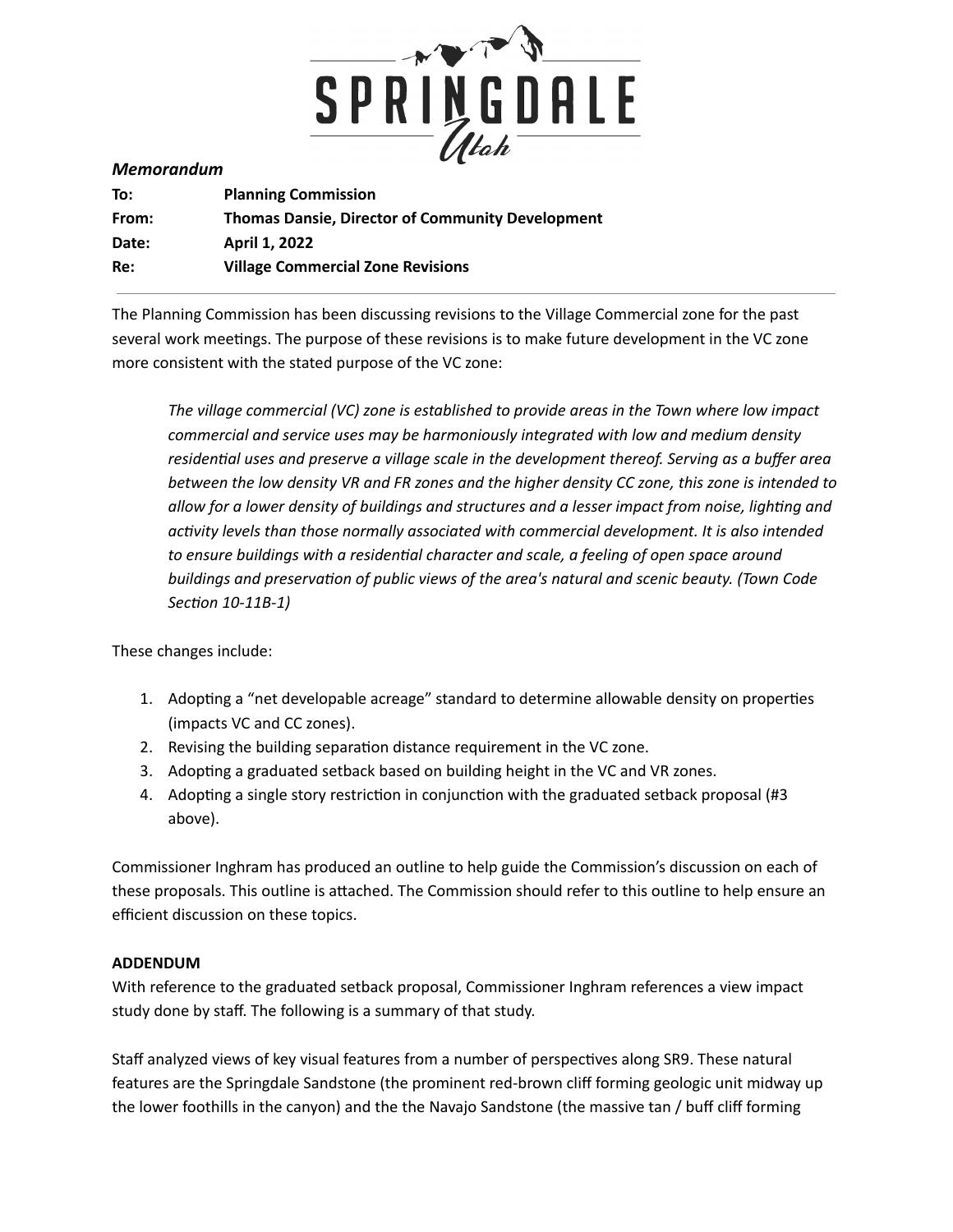*Memorandum*

| | |
|---|---|
| **To:** | **Planning Commission** |
| **From:** | **Thomas Dansie, Director of Community Development** |
| **Date:** | **April 1, 2022** |
| **Re:** | **Village Commercial Zone Revisions** |

The Planning Commission has been discussing revisions to the Village Commercial zone for the past several work meetings. The purpose of these revisions is to make future development in the VC zone more consistent with the stated purpose of the VC zone:

> *The village commercial (VC) zone is established to provide areas in the Town where low impact commercial and service uses may be harmoniously integrated with low and medium density residential uses and preserve a village scale in the development thereof. Serving as a buffer area between the low density VR and FR zones and the higher density CC zone, this zone is intended to allow for a lower density of buildings and structures and a lesser impact from noise, lighting and activity levels than those normally associated with commercial development. It is also intended to ensure buildings with a residential character and scale, a feeling of open space around buildings and preservation of public views of the area's natural and scenic beauty. (Town Code Section 10-11B-1)*

These changes include:

1. Adopting a "net developable acreage" standard to determine allowable density on properties (impacts VC and CC zones).
2. Revising the building separation distance requirement in the VC zone.
3. Adopting a graduated setback based on building height in the VC and VR zones.
4. Adopting a single story restriction in conjunction with the graduated setback proposal (#3 above).

Commissioner Inghram has produced an outline to help guide the Commission's discussion on each of these proposals. This outline is attached. The Commission should refer to this outline to help ensure an efficient discussion on these topics.

**ADDENDUM**

With reference to the graduated setback proposal, Commissioner Inghram references a view impact study done by staff. The following is a summary of that study.

Staff analyzed views of key visual features from a number of perspectives along SR9. These natural features are the Springdale Sandstone (the prominent red-brown cliff forming geologic unit midway up the lower foothills in the canyon) and the the Navajo Sandstone (the massive tan / buff cliff forming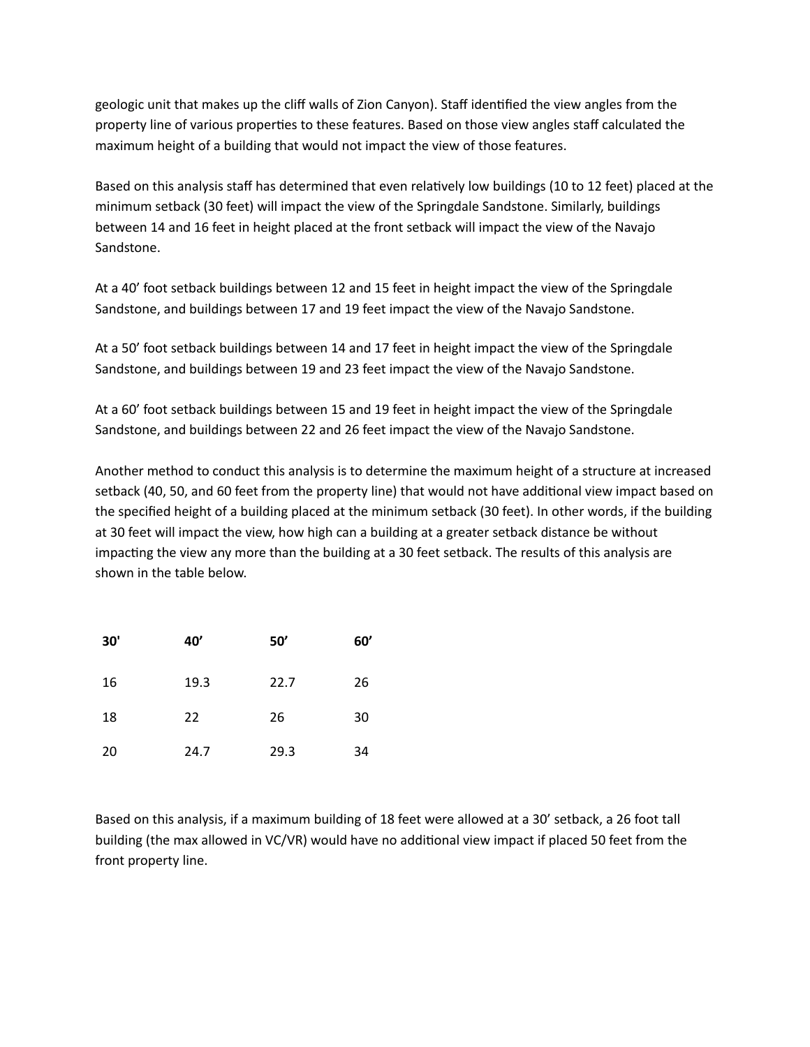geologic unit that makes up the cliff walls of Zion Canyon). Staff identified the view angles from the property line of various properties to these features. Based on those view angles staff calculated the maximum height of a building that would not impact the view of those features.

Based on this analysis staff has determined that even relatively low buildings (10 to 12 feet) placed at the minimum setback (30 feet) will impact the view of the Springdale Sandstone. Similarly, buildings between 14 and 16 feet in height placed at the front setback will impact the view of the Navajo Sandstone.

At a 40' foot setback buildings between 12 and 15 feet in height impact the view of the Springdale Sandstone, and buildings between 17 and 19 feet impact the view of the Navajo Sandstone.

At a 50' foot setback buildings between 14 and 17 feet in height impact the view of the Springdale Sandstone, and buildings between 19 and 23 feet impact the view of the Navajo Sandstone.

At a 60' foot setback buildings between 15 and 19 feet in height impact the view of the Springdale Sandstone, and buildings between 22 and 26 feet impact the view of the Navajo Sandstone.

Another method to conduct this analysis is to determine the maximum height of a structure at increased setback (40, 50, and 60 feet from the property line) that would not have additional view impact based on the specified height of a building placed at the minimum setback (30 feet). In other words, if the building at 30 feet will impact the view, how high can a building at a greater setback distance be without impacting the view any more than the building at a 30 feet setback. The results of this analysis are shown in the table below.

| 30' | 40' | 50' | 60' |
|---|---|---|---|
| 16 | 19.3 | 22.7 | 26 |
| 18 | 22 | 26 | 30 |
| 20 | 24.7 | 29.3 | 34 |

Based on this analysis, if a maximum building of 18 feet were allowed at a 30' setback, a 26 foot tall building (the max allowed in VC/VR) would have no additional view impact if placed 50 feet from the front property line.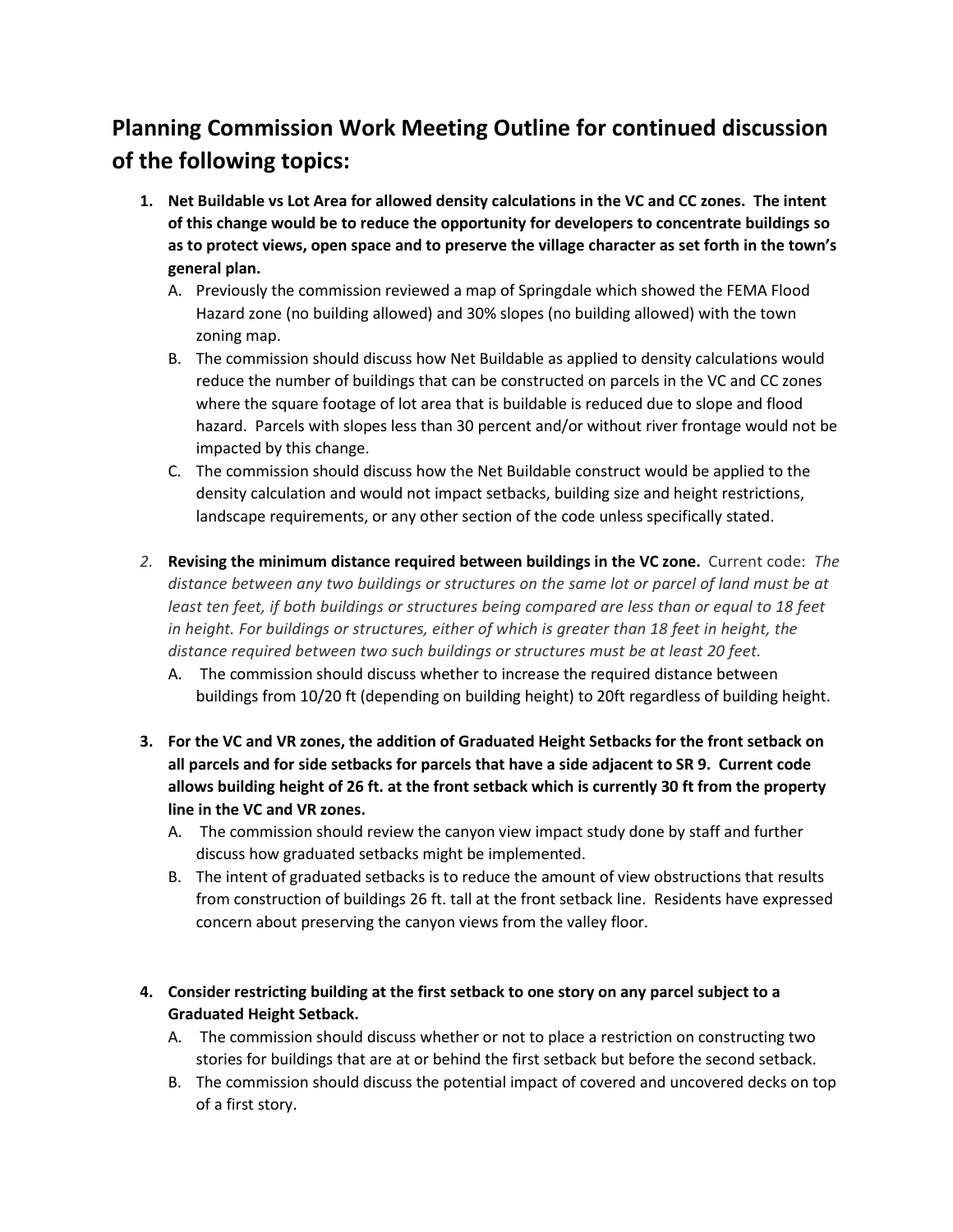## Planning Commission Work Meeting Outline for continued discussion of the following topics:

1. **Net Buildable vs Lot Area for allowed density calculations in the VC and CC zones. The intent of this change would be to reduce the opportunity for developers to concentrate buildings so as to protect views, open space and to preserve the village character as set forth in the town's general plan.**
   A. Previously the commission reviewed a map of Springdale which showed the FEMA Flood Hazard zone (no building allowed) and 30% slopes (no building allowed) with the town zoning map.
   B. The commission should discuss how Net Buildable as applied to density calculations would reduce the number of buildings that can be constructed on parcels in the VC and CC zones where the square footage of lot area that is buildable is reduced due to slope and flood hazard. Parcels with slopes less than 30 percent and/or without river frontage would not be impacted by this change.
   C. The commission should discuss how the Net Buildable construct would be applied to the density calculation and would not impact setbacks, building size and height restrictions, landscape requirements, or any other section of the code unless specifically stated.

2. **Revising the minimum distance required between buildings in the VC zone.** Current code: *The distance between any two buildings or structures on the same lot or parcel of land must be at least ten feet, if both buildings or structures being compared are less than or equal to 18 feet in height. For buildings or structures, either of which is greater than 18 feet in height, the distance required between two such buildings or structures must be at least 20 feet.*
   A. The commission should discuss whether to increase the required distance between buildings from 10/20 ft (depending on building height) to 20ft regardless of building height.

3. **For the VC and VR zones, the addition of Graduated Height Setbacks for the front setback on all parcels and for side setbacks for parcels that have a side adjacent to SR 9. Current code allows building height of 26 ft. at the front setback which is currently 30 ft from the property line in the VC and VR zones.**
   A. The commission should review the canyon view impact study done by staff and further discuss how graduated setbacks might be implemented.
   B. The intent of graduated setbacks is to reduce the amount of view obstructions that results from construction of buildings 26 ft. tall at the front setback line. Residents have expressed concern about preserving the canyon views from the valley floor.

4. **Consider restricting building at the first setback to one story on any parcel subject to a Graduated Height Setback.**
   A. The commission should discuss whether or not to place a restriction on constructing two stories for buildings that are at or behind the first setback but before the second setback.
   B. The commission should discuss the potential impact of covered and uncovered decks on top of a first story.